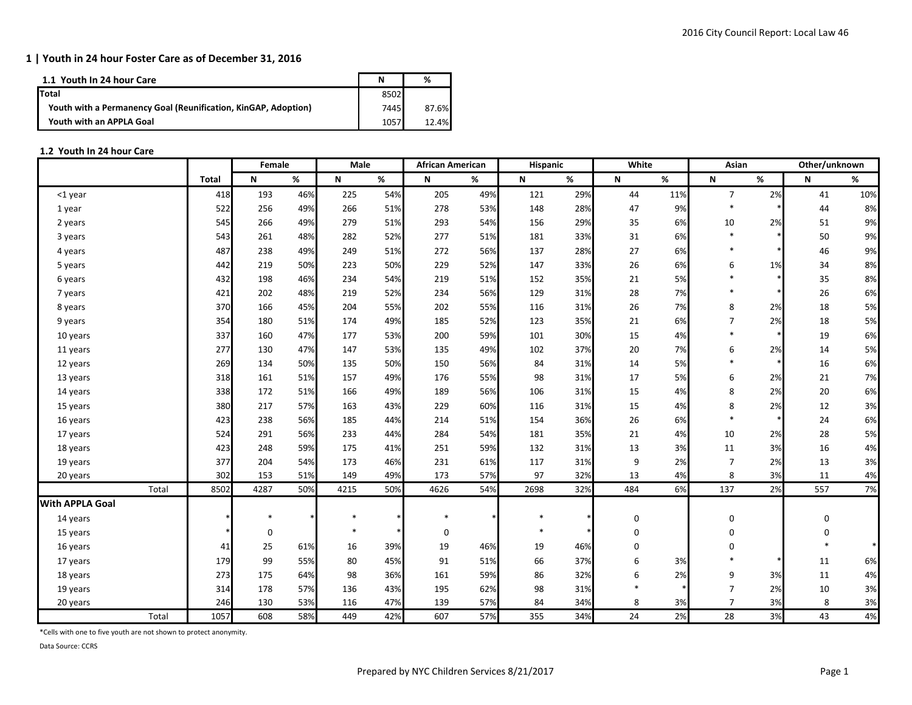## 1 | Youth in 24 hour Foster Care as of December 31, 2016

| 1.1 Youth In 24 hour Care | N | % |
|---|---|---|
| **Total** | 8502 | |
| Youth with a Permanency Goal (Reunification, KinGAP, Adoption) | 7445 | 87.6% |
| Youth with an APPLA Goal | 1057 | 12.4% |

### 1.2 Youth In 24 hour Care

| | Total | Female | | Male | | African American | | Hispanic | | White | | Asian | | Other/unknown | |
|---|---|---|---|---|---|---|---|---|---|---|---|---|---|---|---|
| | | N | % | N | % | N | % | N | % | N | % | N | % | N | % |
| <1 year | 418 | 193 | 46% | 225 | 54% | 205 | 49% | 121 | 29% | 44 | 11% | 7 | 2% | 41 | 10% |
| 1 year | 522 | 256 | 49% | 266 | 51% | 278 | 53% | 148 | 28% | 47 | 9% | * | * | 44 | 8% |
| 2 years | 545 | 266 | 49% | 279 | 51% | 293 | 54% | 156 | 29% | 35 | 6% | 10 | 2% | 51 | 9% |
| 3 years | 543 | 261 | 48% | 282 | 52% | 277 | 51% | 181 | 33% | 31 | 6% | * | * | 50 | 9% |
| 4 years | 487 | 238 | 49% | 249 | 51% | 272 | 56% | 137 | 28% | 27 | 6% | * | * | 46 | 9% |
| 5 years | 442 | 219 | 50% | 223 | 50% | 229 | 52% | 147 | 33% | 26 | 6% | 6 | 1% | 34 | 8% |
| 6 years | 432 | 198 | 46% | 234 | 54% | 219 | 51% | 152 | 35% | 21 | 5% | * | * | 35 | 8% |
| 7 years | 421 | 202 | 48% | 219 | 52% | 234 | 56% | 129 | 31% | 28 | 7% | * | * | 26 | 6% |
| 8 years | 370 | 166 | 45% | 204 | 55% | 202 | 55% | 116 | 31% | 26 | 7% | 8 | 2% | 18 | 5% |
| 9 years | 354 | 180 | 51% | 174 | 49% | 185 | 52% | 123 | 35% | 21 | 6% | 7 | 2% | 18 | 5% |
| 10 years | 337 | 160 | 47% | 177 | 53% | 200 | 59% | 101 | 30% | 15 | 4% | * | * | 19 | 6% |
| 11 years | 277 | 130 | 47% | 147 | 53% | 135 | 49% | 102 | 37% | 20 | 7% | 6 | 2% | 14 | 5% |
| 12 years | 269 | 134 | 50% | 135 | 50% | 150 | 56% | 84 | 31% | 14 | 5% | * | * | 16 | 6% |
| 13 years | 318 | 161 | 51% | 157 | 49% | 176 | 55% | 98 | 31% | 17 | 5% | 6 | 2% | 21 | 7% |
| 14 years | 338 | 172 | 51% | 166 | 49% | 189 | 56% | 106 | 31% | 15 | 4% | 8 | 2% | 20 | 6% |
| 15 years | 380 | 217 | 57% | 163 | 43% | 229 | 60% | 116 | 31% | 15 | 4% | 8 | 2% | 12 | 3% |
| 16 years | 423 | 238 | 56% | 185 | 44% | 214 | 51% | 154 | 36% | 26 | 6% | * | * | 24 | 6% |
| 17 years | 524 | 291 | 56% | 233 | 44% | 284 | 54% | 181 | 35% | 21 | 4% | 10 | 2% | 28 | 5% |
| 18 years | 423 | 248 | 59% | 175 | 41% | 251 | 59% | 132 | 31% | 13 | 3% | 11 | 3% | 16 | 4% |
| 19 years | 377 | 204 | 54% | 173 | 46% | 231 | 61% | 117 | 31% | 9 | 2% | 7 | 2% | 13 | 3% |
| 20 years | 302 | 153 | 51% | 149 | 49% | 173 | 57% | 97 | 32% | 13 | 4% | 8 | 3% | 11 | 4% |
| Total | 8502 | 4287 | 50% | 4215 | 50% | 4626 | 54% | 2698 | 32% | 484 | 6% | 137 | 2% | 557 | 7% |
| **With APPLA Goal** | | | | | | | | | | | | | | | |
| 14 years | * | * | * | * | * | * | * | * | * | 0 | | 0 | | 0 | |
| 15 years | * | 0 | | * | * | 0 | | * | * | 0 | | 0 | | 0 | |
| 16 years | 41 | 25 | 61% | 16 | 39% | 19 | 46% | 19 | 46% | 0 | | 0 | | * | * |
| 17 years | 179 | 99 | 55% | 80 | 45% | 91 | 51% | 66 | 37% | 6 | 3% | * | * | 11 | 6% |
| 18 years | 273 | 175 | 64% | 98 | 36% | 161 | 59% | 86 | 32% | 6 | 2% | 9 | 3% | 11 | 4% |
| 19 years | 314 | 178 | 57% | 136 | 43% | 195 | 62% | 98 | 31% | * | * | 7 | 2% | 10 | 3% |
| 20 years | 246 | 130 | 53% | 116 | 47% | 139 | 57% | 84 | 34% | 8 | 3% | 7 | 3% | 8 | 3% |
| Total | 1057 | 608 | 58% | 449 | 42% | 607 | 57% | 355 | 34% | 24 | 2% | 28 | 3% | 43 | 4% |

*Cells with one to five youth are not shown to protect anonymity.

Data Source: CCRS

Prepared by NYC Children Services 8/21/2017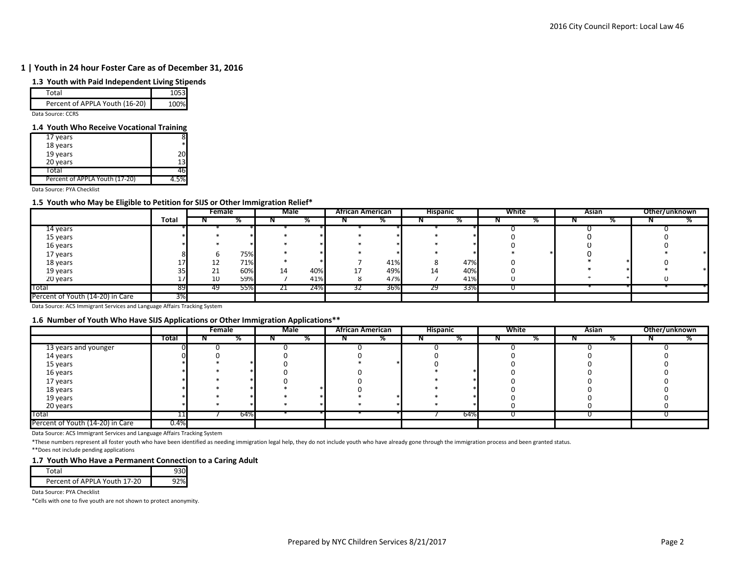## 1 | Youth in 24 hour Foster Care as of December 31, 2016

### 1.3 Youth with Paid Independent Living Stipends

| | |
|---|---|
| Total | 1053 |
| Percent of APPLA Youth (16-20) | 100% |

Data Source: CCRS

### 1.4 Youth Who Receive Vocational Training

| | |
|---|---|
| 17 years | 8 |
| 18 years | * |
| 19 years | 20 |
| 20 years | 13 |
| Total | 46 |
| Percent of APPLA Youth (17-20) | 4.5% |

Data Source: PYA Checklist

### 1.5 Youth who May be Eligible to Petition for SIJS or Other Immigration Relief*

| | | Female | | Male | | African American | | Hispanic | | White | | Asian | | Other/unknown | |
|---|---|---|---|---|---|---|---|---|---|---|---|---|---|---|---|
| | Total | N | % | N | % | N | % | N | % | N | % | N | % | N | % |
| 14 years | * | * | * | * | * | * | * | * | * | 0 | | 0 | | 0 | |
| 15 years | * | * | * | * | * | * | * | * | * | 0 | | 0 | | 0 | |
| 16 years | * | * | * | * | * | * | * | * | * | 0 | | 0 | | 0 | |
| 17 years | 8 | 6 | 75% | * | * | * | * | * | * | * | * | 0 | | * | * |
| 18 years | 17 | 12 | 71% | * | * | 7 | 41% | 8 | 47% | 0 | | * | * | 0 | |
| 19 years | 35 | 21 | 60% | 14 | 40% | 17 | 49% | 14 | 40% | 0 | | * | * | * | * |
| 20 years | 17 | 10 | 59% | 7 | 41% | 8 | 47% | 7 | 41% | 0 | | * | * | 0 | |
| Total | 89 | 49 | 55% | 21 | 24% | 32 | 36% | 29 | 33% | 0 | | * | * | * | * |
| Percent of Youth (14-20) in Care | 3% | | | | | | | | | | | | | | |

Data Source: ACS Immigrant Services and Language Affairs Tracking System

### 1.6 Number of Youth Who Have SIJS Applications or Other Immigration Applications**

| | | Female | | Male | | African American | | Hispanic | | White | | Asian | | Other/unknown | |
|---|---|---|---|---|---|---|---|---|---|---|---|---|---|---|---|
| | Total | N | % | N | % | N | % | N | % | N | % | N | % | N | % |
| 13 years and younger | 0 | 0 | | 0 | | 0 | | 0 | | 0 | | 0 | | 0 | |
| 14 years | 0 | 0 | | 0 | | 0 | | 0 | | 0 | | 0 | | 0 | |
| 15 years | * | * | * | 0 | | * | * | 0 | | 0 | | 0 | | 0 | |
| 16 years | * | * | * | 0 | | 0 | | * | * | 0 | | 0 | | 0 | |
| 17 years | * | * | * | 0 | | 0 | | * | * | 0 | | 0 | | 0 | |
| 18 years | * | * | * | * | * | 0 | | * | * | 0 | | 0 | | 0 | |
| 19 years | * | * | * | * | * | * | * | * | * | 0 | | 0 | | 0 | |
| 20 years | * | * | * | * | * | * | * | * | * | 0 | | 0 | | 0 | |
| Total | 11 | 7 | 64% | * | * | * | * | 7 | 64% | 0 | | 0 | | 0 | |
| Percent of Youth (14-20) in Care | 0.4% | | | | | | | | | | | | | | |

Data Source: ACS Immigrant Services and Language Affairs Tracking System

*These numbers represent all foster youth who have been identified as needing immigration legal help, they do not include youth who have already gone through the immigration process and been granted status.

**Does not include pending applications

### 1.7 Youth Who Have a Permanent Connection to a Caring Adult

| | |
|---|---|
| Total | 930 |
| Percent of APPLA Youth 17-20 | 92% |

Data Source: PYA Checklist

*Cells with one to five youth are not shown to protect anonymity.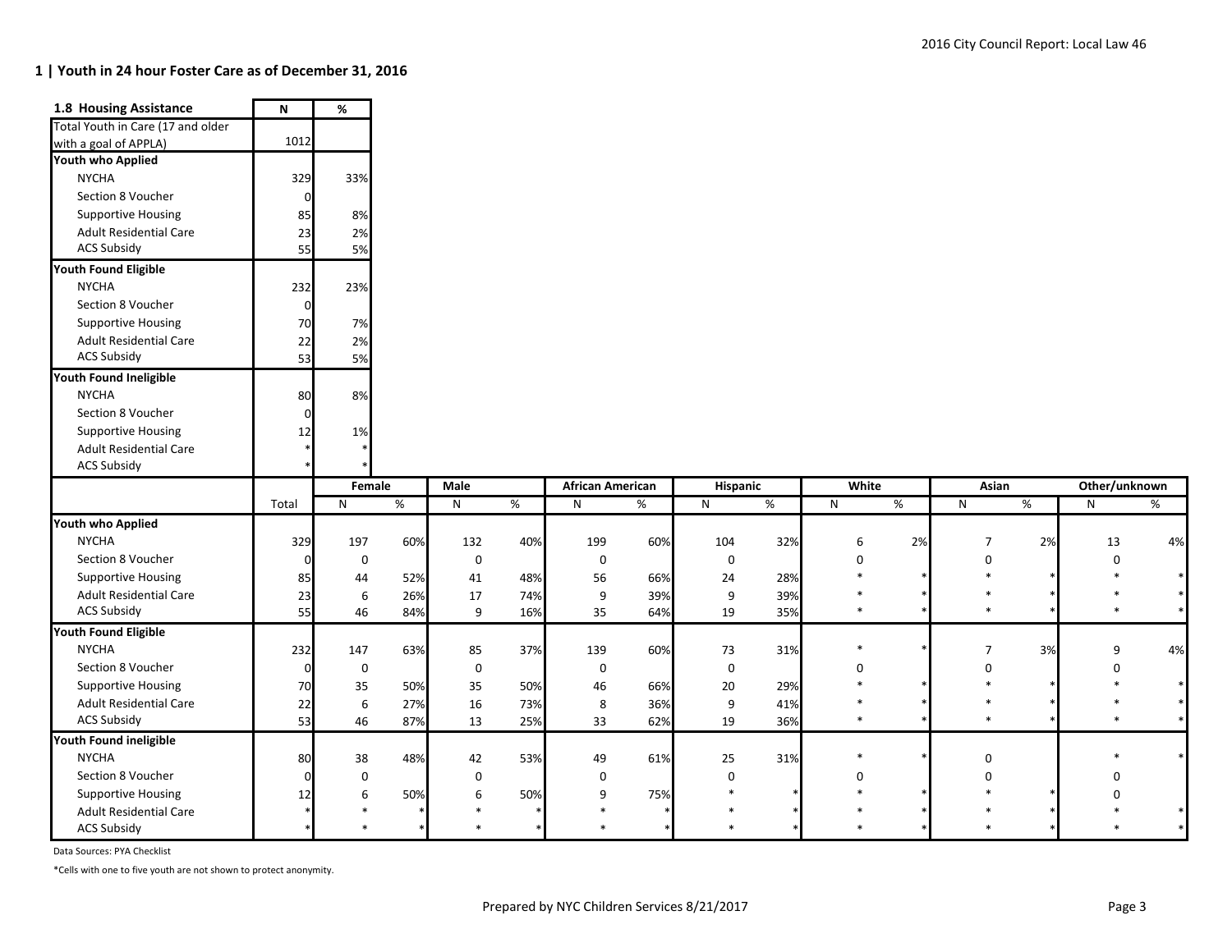## 1 | Youth in 24 hour Foster Care as of December 31, 2016

| 1.8 Housing Assistance | N | % |
|---|---|---|
| Total Youth in Care (17 and older with a goal of APPLA) | 1012 | |
| **Youth who Applied** | | |
| NYCHA | 329 | 33% |
| Section 8 Voucher | 0 | |
| Supportive Housing | 85 | 8% |
| Adult Residential Care | 23 | 2% |
| ACS Subsidy | 55 | 5% |
| **Youth Found Eligible** | | |
| NYCHA | 232 | 23% |
| Section 8 Voucher | 0 | |
| Supportive Housing | 70 | 7% |
| Adult Residential Care | 22 | 2% |
| ACS Subsidy | 53 | 5% |
| **Youth Found Ineligible** | | |
| NYCHA | 80 | 8% |
| Section 8 Voucher | 0 | |
| Supportive Housing | 12 | 1% |
| Adult Residential Care | * | * |
| ACS Subsidy | * | * |

| | | Female | | Male | | African American | | Hispanic | | White | | Asian | | Other/unknown | |
|---|---|---|---|---|---|---|---|---|---|---|---|---|---|---|---|
| | Total | N | % | N | % | N | % | N | % | N | % | N | % | N | % |
| **Youth who Applied** | | | | | | | | | | | | | | | |
| NYCHA | 329 | 197 | 60% | 132 | 40% | 199 | 60% | 104 | 32% | 6 | 2% | 7 | 2% | 13 | 4% |
| Section 8 Voucher | 0 | 0 | | 0 | | 0 | | 0 | | 0 | | 0 | | 0 | |
| Supportive Housing | 85 | 44 | 52% | 41 | 48% | 56 | 66% | 24 | 28% | * | * | * | * | * | * |
| Adult Residential Care | 23 | 6 | 26% | 17 | 74% | 9 | 39% | 9 | 39% | * | * | * | * | * | * |
| ACS Subsidy | 55 | 46 | 84% | 9 | 16% | 35 | 64% | 19 | 35% | * | * | * | * | * | * |
| **Youth Found Eligible** | | | | | | | | | | | | | | | |
| NYCHA | 232 | 147 | 63% | 85 | 37% | 139 | 60% | 73 | 31% | * | * | 7 | 3% | 9 | 4% |
| Section 8 Voucher | 0 | 0 | | 0 | | 0 | | 0 | | 0 | | 0 | | 0 | |
| Supportive Housing | 70 | 35 | 50% | 35 | 50% | 46 | 66% | 20 | 29% | * | * | * | * | * | * |
| Adult Residential Care | 22 | 6 | 27% | 16 | 73% | 8 | 36% | 9 | 41% | * | * | * | * | * | * |
| ACS Subsidy | 53 | 46 | 87% | 13 | 25% | 33 | 62% | 19 | 36% | * | * | * | * | * | * |
| **Youth Found ineligible** | | | | | | | | | | | | | | | |
| NYCHA | 80 | 38 | 48% | 42 | 53% | 49 | 61% | 25 | 31% | * | * | 0 | | * | * |
| Section 8 Voucher | 0 | 0 | | 0 | | 0 | | 0 | | 0 | | 0 | | 0 | |
| Supportive Housing | 12 | 6 | 50% | 6 | 50% | 9 | 75% | * | * | * | * | * | * | 0 | |
| Adult Residential Care | * | * | * | * | * | * | * | * | * | * | * | * | * | * | * |
| ACS Subsidy | * | * | * | * | * | * | * | * | * | * | * | * | * | * | * |

Data Sources: PYA Checklist

*Cells with one to five youth are not shown to protect anonymity.

Prepared by NYC Children Services 8/21/2017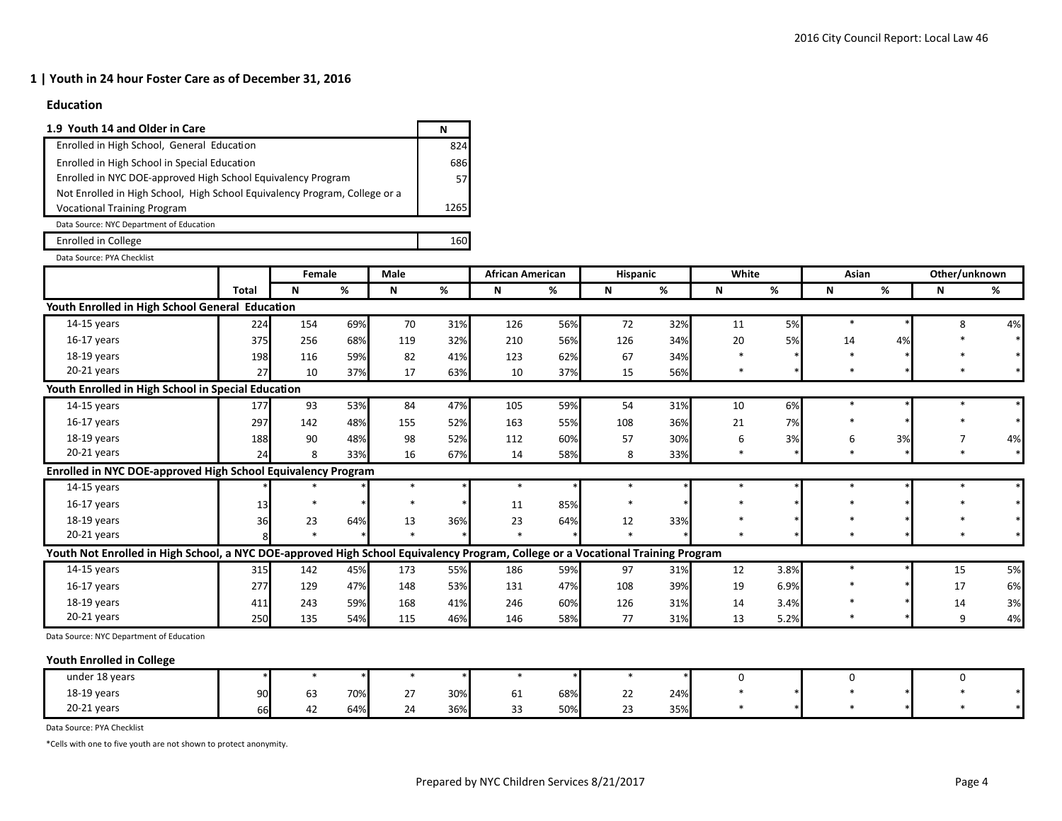## 1 | Youth in 24 hour Foster Care as of December 31, 2016

### Education

| 1.9 Youth 14 and Older in Care | N |
|---|---|
| Enrolled in High School, General Education | 824 |
| Enrolled in High School in Special Education | 686 |
| Enrolled in NYC DOE-approved High School Equivalency Program | 57 |
| Not Enrolled in High School, High School Equivalency Program, College or a Vocational Training Program | 1265 |

Data Source: NYC Department of Education

| | N |
|---|---|
| Enrolled in College | 160 |

Data Source: PYA Checklist

| | | Female | | Male | | African American | | Hispanic | | White | | Asian | | Other/unknown | |
|---|---|---|---|---|---|---|---|---|---|---|---|---|---|---|---|
| | Total | N | % | N | % | N | % | N | % | N | % | N | % | N | % |
| **Youth Enrolled in High School General Education** | | | | | | | | | | | | | | | |
| 14-15 years | 224 | 154 | 69% | 70 | 31% | 126 | 56% | 72 | 32% | 11 | 5% | * | * | 8 | 4% |
| 16-17 years | 375 | 256 | 68% | 119 | 32% | 210 | 56% | 126 | 34% | 20 | 5% | 14 | 4% | * | * |
| 18-19 years | 198 | 116 | 59% | 82 | 41% | 123 | 62% | 67 | 34% | * | * | * | * | * | * |
| 20-21 years | 27 | 10 | 37% | 17 | 63% | 10 | 37% | 15 | 56% | * | * | * | * | * | * |
| **Youth Enrolled in High School in Special Education** | | | | | | | | | | | | | | | |
| 14-15 years | 177 | 93 | 53% | 84 | 47% | 105 | 59% | 54 | 31% | 10 | 6% | * | * | * | * |
| 16-17 years | 297 | 142 | 48% | 155 | 52% | 163 | 55% | 108 | 36% | 21 | 7% | * | * | * | * |
| 18-19 years | 188 | 90 | 48% | 98 | 52% | 112 | 60% | 57 | 30% | 6 | 3% | 6 | 3% | 7 | 4% |
| 20-21 years | 24 | 8 | 33% | 16 | 67% | 14 | 58% | 8 | 33% | * | * | * | * | * | * |
| **Enrolled in NYC DOE-approved High School Equivalency Program** | | | | | | | | | | | | | | | |
| 14-15 years | * | * | * | * | * | * | * | * | * | * | * | * | * | * | * |
| 16-17 years | 13 | * | * | * | * | 11 | 85% | * | * | * | * | * | * | * | * |
| 18-19 years | 36 | 23 | 64% | 13 | 36% | 23 | 64% | 12 | 33% | * | * | * | * | * | * |
| 20-21 years | 8 | * | * | * | * | * | * | * | * | * | * | * | * | * | * |
| **Youth Not Enrolled in High School, a NYC DOE-approved High School Equivalency Program, College or a Vocational Training Program** | | | | | | | | | | | | | | | |
| 14-15 years | 315 | 142 | 45% | 173 | 55% | 186 | 59% | 97 | 31% | 12 | 3.8% | * | * | 15 | 5% |
| 16-17 years | 277 | 129 | 47% | 148 | 53% | 131 | 47% | 108 | 39% | 19 | 6.9% | * | * | 17 | 6% |
| 18-19 years | 411 | 243 | 59% | 168 | 41% | 246 | 60% | 126 | 31% | 14 | 3.4% | * | * | 14 | 3% |
| 20-21 years | 250 | 135 | 54% | 115 | 46% | 146 | 58% | 77 | 31% | 13 | 5.2% | * | * | 9 | 4% |

Data Source: NYC Department of Education

**Youth Enrolled in College**

| | | | | | | | | | | | | | | | |
|---|---|---|---|---|---|---|---|---|---|---|---|---|---|---|---|
| under 18 years | * | * | * | * | * | * | * | * | * | 0 | | 0 | | 0 | |
| 18-19 years | 90 | 63 | 70% | 27 | 30% | 61 | 68% | 22 | 24% | * | * | * | * | * | * |
| 20-21 years | 66 | 42 | 64% | 24 | 36% | 33 | 50% | 23 | 35% | * | * | * | * | * | * |

Data Source: PYA Checklist

*Cells with one to five youth are not shown to protect anonymity.

Prepared by NYC Children Services 8/21/2017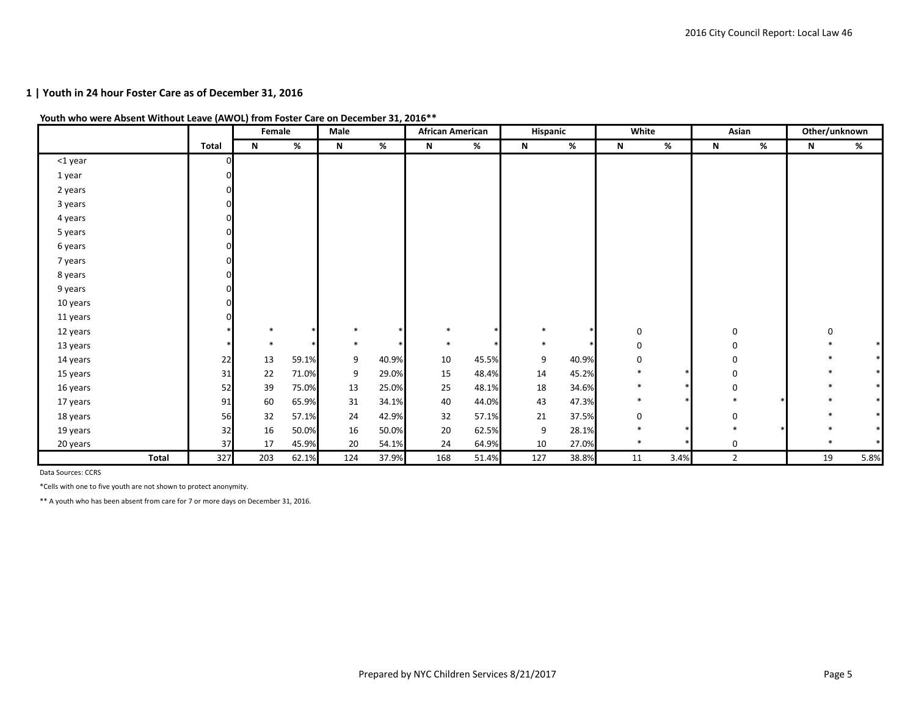## 1 | Youth in 24 hour Foster Care as of December 31, 2016

**Youth who were Absent Without Leave (AWOL) from Foster Care on December 31, 2016****

| | | Female | | Male | | African American | | Hispanic | | White | | Asian | | Other/unknown | |
|---|---|---|---|---|---|---|---|---|---|---|---|---|---|---|---|
| | Total | N | % | N | % | N | % | N | % | N | % | N | % | N | % |
| <1 year | 0 | | | | | | | | | | | | | | |
| 1 year | 0 | | | | | | | | | | | | | | |
| 2 years | 0 | | | | | | | | | | | | | | |
| 3 years | 0 | | | | | | | | | | | | | | |
| 4 years | 0 | | | | | | | | | | | | | | |
| 5 years | 0 | | | | | | | | | | | | | | |
| 6 years | 0 | | | | | | | | | | | | | | |
| 7 years | 0 | | | | | | | | | | | | | | |
| 8 years | 0 | | | | | | | | | | | | | | |
| 9 years | 0 | | | | | | | | | | | | | | |
| 10 years | 0 | | | | | | | | | | | | | | |
| 11 years | 0 | | | | | | | | | | | | | | |
| 12 years | * | * | * | * | * | * | * | * | * | 0 | | 0 | | 0 | |
| 13 years | * | * | * | * | * | * | * | * | * | 0 | | 0 | | * | * |
| 14 years | 22 | 13 | 59.1% | 9 | 40.9% | 10 | 45.5% | 9 | 40.9% | 0 | | 0 | | * | * |
| 15 years | 31 | 22 | 71.0% | 9 | 29.0% | 15 | 48.4% | 14 | 45.2% | * | * | 0 | | * | * |
| 16 years | 52 | 39 | 75.0% | 13 | 25.0% | 25 | 48.1% | 18 | 34.6% | * | * | 0 | | * | * |
| 17 years | 91 | 60 | 65.9% | 31 | 34.1% | 40 | 44.0% | 43 | 47.3% | * | * | * | * | * | * |
| 18 years | 56 | 32 | 57.1% | 24 | 42.9% | 32 | 57.1% | 21 | 37.5% | 0 | | 0 | | * | * |
| 19 years | 32 | 16 | 50.0% | 16 | 50.0% | 20 | 62.5% | 9 | 28.1% | * | * | * | * | * | * |
| 20 years | 37 | 17 | 45.9% | 20 | 54.1% | 24 | 64.9% | 10 | 27.0% | * | * | 0 | | * | * |
| **Total** | 327 | 203 | 62.1% | 124 | 37.9% | 168 | 51.4% | 127 | 38.8% | 11 | 3.4% | 2 | | 19 | 5.8% |

Data Sources: CCRS

*Cells with one to five youth are not shown to protect anonymity.

** A youth who has been absent from care for 7 or more days on December 31, 2016.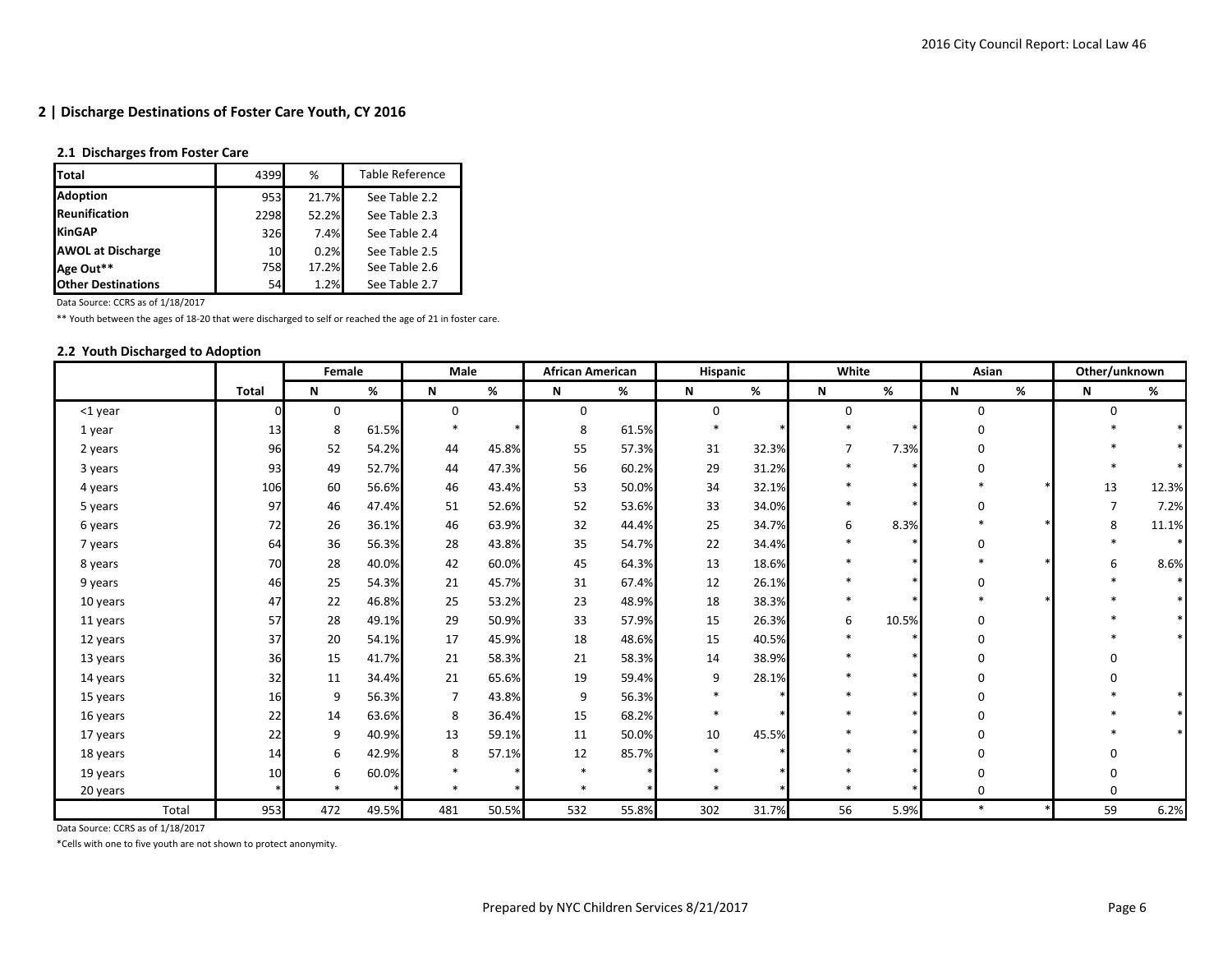## 2 | Discharge Destinations of Foster Care Youth, CY 2016

### 2.1 Discharges from Foster Care

| Total | 4399 | % | Table Reference |
|---|---|---|---|
| **Adoption** | 953 | 21.7% | See Table 2.2 |
| **Reunification** | 2298 | 52.2% | See Table 2.3 |
| **KinGAP** | 326 | 7.4% | See Table 2.4 |
| **AWOL at Discharge** | 10 | 0.2% | See Table 2.5 |
| **Age Out**** | 758 | 17.2% | See Table 2.6 |
| **Other Destinations** | 54 | 1.2% | See Table 2.7 |

Data Source: CCRS as of 1/18/2017

** Youth between the ages of 18-20 that were discharged to self or reached the age of 21 in foster care.

### 2.2 Youth Discharged to Adoption

| | | Female | | Male | | African American | | Hispanic | | White | | Asian | | Other/unknown | |
|---|---|---|---|---|---|---|---|---|---|---|---|---|---|---|---|
| | **Total** | **N** | **%** | **N** | **%** | **N** | **%** | **N** | **%** | **N** | **%** | **N** | **%** | **N** | **%** |
| <1 year | 0 | 0 | | 0 | | 0 | | 0 | | 0 | | 0 | | 0 | |
| 1 year | 13 | 8 | 61.5% | * | * | 8 | 61.5% | * | * | * | * | 0 | | * | * |
| 2 years | 96 | 52 | 54.2% | 44 | 45.8% | 55 | 57.3% | 31 | 32.3% | 7 | 7.3% | 0 | | * | * |
| 3 years | 93 | 49 | 52.7% | 44 | 47.3% | 56 | 60.2% | 29 | 31.2% | * | * | 0 | | * | * |
| 4 years | 106 | 60 | 56.6% | 46 | 43.4% | 53 | 50.0% | 34 | 32.1% | * | * | * | * | 13 | 12.3% |
| 5 years | 97 | 46 | 47.4% | 51 | 52.6% | 52 | 53.6% | 33 | 34.0% | * | * | 0 | | 7 | 7.2% |
| 6 years | 72 | 26 | 36.1% | 46 | 63.9% | 32 | 44.4% | 25 | 34.7% | 6 | 8.3% | * | * | 8 | 11.1% |
| 7 years | 64 | 36 | 56.3% | 28 | 43.8% | 35 | 54.7% | 22 | 34.4% | * | * | 0 | | * | * |
| 8 years | 70 | 28 | 40.0% | 42 | 60.0% | 45 | 64.3% | 13 | 18.6% | * | * | * | * | 6 | 8.6% |
| 9 years | 46 | 25 | 54.3% | 21 | 45.7% | 31 | 67.4% | 12 | 26.1% | * | * | 0 | | * | * |
| 10 years | 47 | 22 | 46.8% | 25 | 53.2% | 23 | 48.9% | 18 | 38.3% | * | * | * | * | * | * |
| 11 years | 57 | 28 | 49.1% | 29 | 50.9% | 33 | 57.9% | 15 | 26.3% | 6 | 10.5% | 0 | | * | * |
| 12 years | 37 | 20 | 54.1% | 17 | 45.9% | 18 | 48.6% | 15 | 40.5% | * | * | 0 | | * | * |
| 13 years | 36 | 15 | 41.7% | 21 | 58.3% | 21 | 58.3% | 14 | 38.9% | * | * | 0 | | 0 | |
| 14 years | 32 | 11 | 34.4% | 21 | 65.6% | 19 | 59.4% | 9 | 28.1% | * | * | 0 | | 0 | |
| 15 years | 16 | 9 | 56.3% | 7 | 43.8% | 9 | 56.3% | * | * | * | * | 0 | | * | * |
| 16 years | 22 | 14 | 63.6% | 8 | 36.4% | 15 | 68.2% | * | * | * | * | 0 | | * | * |
| 17 years | 22 | 9 | 40.9% | 13 | 59.1% | 11 | 50.0% | 10 | 45.5% | * | * | 0 | | * | * |
| 18 years | 14 | 6 | 42.9% | 8 | 57.1% | 12 | 85.7% | * | * | * | * | 0 | | 0 | |
| 19 years | 10 | 6 | 60.0% | * | * | * | * | * | * | * | * | 0 | | 0 | |
| 20 years | * | * | * | * | * | * | * | * | * | * | * | 0 | | 0 | |
| Total | 953 | 472 | 49.5% | 481 | 50.5% | 532 | 55.8% | 302 | 31.7% | 56 | 5.9% | * | * | 59 | 6.2% |

Data Source: CCRS as of 1/18/2017

*Cells with one to five youth are not shown to protect anonymity.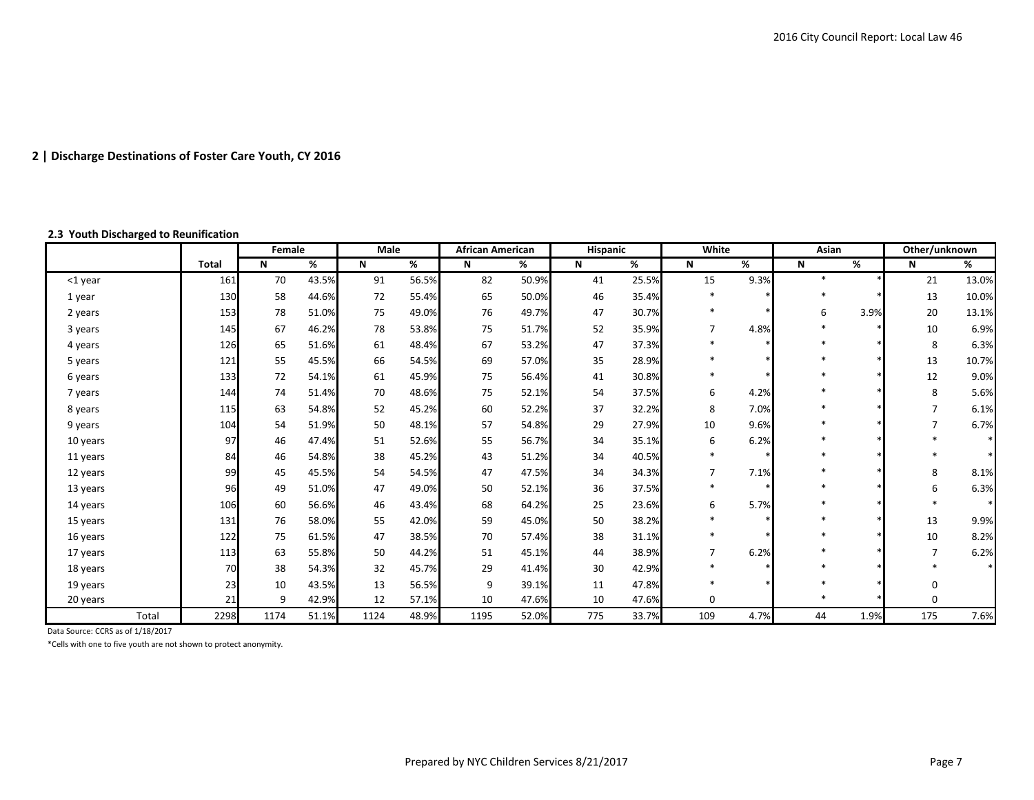## 2 | Discharge Destinations of Foster Care Youth, CY 2016

### 2.3 Youth Discharged to Reunification

| | Total | Female | | Male | | African American | | Hispanic | | White | | Asian | | Other/unknown | |
|---|---|---|---|---|---|---|---|---|---|---|---|---|---|---|---|
| | | N | % | N | % | N | % | N | % | N | % | N | % | N | % |
| <1 year | 161 | 70 | 43.5% | 91 | 56.5% | 82 | 50.9% | 41 | 25.5% | 15 | 9.3% | * | * | 21 | 13.0% |
| 1 year | 130 | 58 | 44.6% | 72 | 55.4% | 65 | 50.0% | 46 | 35.4% | * | * | * | * | 13 | 10.0% |
| 2 years | 153 | 78 | 51.0% | 75 | 49.0% | 76 | 49.7% | 47 | 30.7% | * | * | 6 | 3.9% | 20 | 13.1% |
| 3 years | 145 | 67 | 46.2% | 78 | 53.8% | 75 | 51.7% | 52 | 35.9% | 7 | 4.8% | * | * | 10 | 6.9% |
| 4 years | 126 | 65 | 51.6% | 61 | 48.4% | 67 | 53.2% | 47 | 37.3% | * | * | * | * | 8 | 6.3% |
| 5 years | 121 | 55 | 45.5% | 66 | 54.5% | 69 | 57.0% | 35 | 28.9% | * | * | * | * | 13 | 10.7% |
| 6 years | 133 | 72 | 54.1% | 61 | 45.9% | 75 | 56.4% | 41 | 30.8% | * | * | * | * | 12 | 9.0% |
| 7 years | 144 | 74 | 51.4% | 70 | 48.6% | 75 | 52.1% | 54 | 37.5% | 6 | 4.2% | * | * | 8 | 5.6% |
| 8 years | 115 | 63 | 54.8% | 52 | 45.2% | 60 | 52.2% | 37 | 32.2% | 8 | 7.0% | * | * | 7 | 6.1% |
| 9 years | 104 | 54 | 51.9% | 50 | 48.1% | 57 | 54.8% | 29 | 27.9% | 10 | 9.6% | * | * | 7 | 6.7% |
| 10 years | 97 | 46 | 47.4% | 51 | 52.6% | 55 | 56.7% | 34 | 35.1% | 6 | 6.2% | * | * | * | * |
| 11 years | 84 | 46 | 54.8% | 38 | 45.2% | 43 | 51.2% | 34 | 40.5% | * | * | * | * | * | * |
| 12 years | 99 | 45 | 45.5% | 54 | 54.5% | 47 | 47.5% | 34 | 34.3% | 7 | 7.1% | * | * | 8 | 8.1% |
| 13 years | 96 | 49 | 51.0% | 47 | 49.0% | 50 | 52.1% | 36 | 37.5% | * | * | * | * | 6 | 6.3% |
| 14 years | 106 | 60 | 56.6% | 46 | 43.4% | 68 | 64.2% | 25 | 23.6% | 6 | 5.7% | * | * | * | * |
| 15 years | 131 | 76 | 58.0% | 55 | 42.0% | 59 | 45.0% | 50 | 38.2% | * | * | * | * | 13 | 9.9% |
| 16 years | 122 | 75 | 61.5% | 47 | 38.5% | 70 | 57.4% | 38 | 31.1% | * | * | * | * | 10 | 8.2% |
| 17 years | 113 | 63 | 55.8% | 50 | 44.2% | 51 | 45.1% | 44 | 38.9% | 7 | 6.2% | * | * | 7 | 6.2% |
| 18 years | 70 | 38 | 54.3% | 32 | 45.7% | 29 | 41.4% | 30 | 42.9% | * | * | * | * | * | * |
| 19 years | 23 | 10 | 43.5% | 13 | 56.5% | 9 | 39.1% | 11 | 47.8% | * | * | * | * | 0 | |
| 20 years | 21 | 9 | 42.9% | 12 | 57.1% | 10 | 47.6% | 10 | 47.6% | 0 | | * | * | 0 | |
| Total | 2298 | 1174 | 51.1% | 1124 | 48.9% | 1195 | 52.0% | 775 | 33.7% | 109 | 4.7% | 44 | 1.9% | 175 | 7.6% |

Data Source: CCRS as of 1/18/2017

*Cells with one to five youth are not shown to protect anonymity.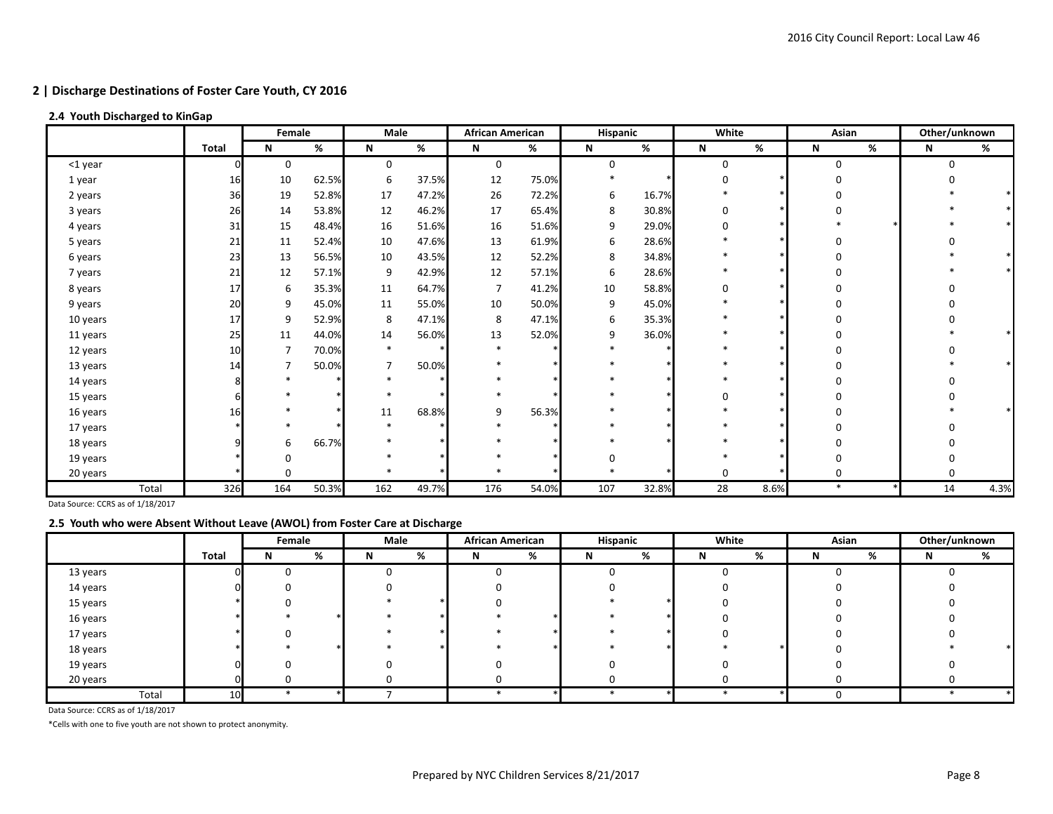## 2 | Discharge Destinations of Foster Care Youth, CY 2016

### 2.4 Youth Discharged to KinGap

| | Total | Female | | Male | | African American | | Hispanic | | White | | Asian | | Other/unknown | |
|---|---|---|---|---|---|---|---|---|---|---|---|---|---|---|---|
| | | N | % | N | % | N | % | N | % | N | % | N | % | N | % |
| <1 year | 0 | 0 | | 0 | | 0 | | 0 | | 0 | | 0 | | 0 | |
| 1 year | 16 | 10 | 62.5% | 6 | 37.5% | 12 | 75.0% | * | * | 0 | * | 0 | | 0 | |
| 2 years | 36 | 19 | 52.8% | 17 | 47.2% | 26 | 72.2% | 6 | 16.7% | * | * | 0 | | * | * |
| 3 years | 26 | 14 | 53.8% | 12 | 46.2% | 17 | 65.4% | 8 | 30.8% | 0 | * | 0 | | * | * |
| 4 years | 31 | 15 | 48.4% | 16 | 51.6% | 16 | 51.6% | 9 | 29.0% | 0 | * | * | * | * | * |
| 5 years | 21 | 11 | 52.4% | 10 | 47.6% | 13 | 61.9% | 6 | 28.6% | * | * | 0 | | 0 | |
| 6 years | 23 | 13 | 56.5% | 10 | 43.5% | 12 | 52.2% | 8 | 34.8% | * | * | 0 | | * | * |
| 7 years | 21 | 12 | 57.1% | 9 | 42.9% | 12 | 57.1% | 6 | 28.6% | * | * | 0 | | * | * |
| 8 years | 17 | 6 | 35.3% | 11 | 64.7% | 7 | 41.2% | 10 | 58.8% | 0 | * | 0 | | 0 | |
| 9 years | 20 | 9 | 45.0% | 11 | 55.0% | 10 | 50.0% | 9 | 45.0% | * | * | 0 | | 0 | |
| 10 years | 17 | 9 | 52.9% | 8 | 47.1% | 8 | 47.1% | 6 | 35.3% | * | * | 0 | | 0 | |
| 11 years | 25 | 11 | 44.0% | 14 | 56.0% | 13 | 52.0% | 9 | 36.0% | * | * | 0 | | * | * |
| 12 years | 10 | 7 | 70.0% | * | * | * | * | * | * | * | * | 0 | | 0 | |
| 13 years | 14 | 7 | 50.0% | 7 | 50.0% | * | * | * | * | * | * | 0 | | * | * |
| 14 years | 8 | * | * | * | * | * | * | * | * | * | * | 0 | | 0 | |
| 15 years | 6 | * | * | * | * | * | * | * | * | 0 | * | 0 | | 0 | |
| 16 years | 16 | * | * | 11 | 68.8% | 9 | 56.3% | * | * | * | * | 0 | | * | * |
| 17 years | * | * | * | * | * | * | * | * | * | * | * | 0 | | 0 | |
| 18 years | 9 | 6 | 66.7% | * | * | * | * | * | * | * | * | 0 | | 0 | |
| 19 years | * | 0 | | * | * | * | * | 0 | | * | * | 0 | | 0 | |
| 20 years | * | 0 | | * | * | * | * | * | * | 0 | * | 0 | | 0 | |
| Total | 326 | 164 | 50.3% | 162 | 49.7% | 176 | 54.0% | 107 | 32.8% | 28 | 8.6% | * | * | 14 | 4.3% |

Data Source: CCRS as of 1/18/2017

### 2.5 Youth who were Absent Without Leave (AWOL) from Foster Care at Discharge

| | Total | Female | | Male | | African American | | Hispanic | | White | | Asian | | Other/unknown | |
|---|---|---|---|---|---|---|---|---|---|---|---|---|---|---|---|
| | | N | % | N | % | N | % | N | % | N | % | N | % | N | % |
| 13 years | 0 | 0 | | 0 | | 0 | | 0 | | 0 | | 0 | | 0 | |
| 14 years | 0 | 0 | | 0 | | 0 | | 0 | | 0 | | 0 | | 0 | |
| 15 years | * | 0 | | * | * | 0 | | * | * | 0 | | 0 | | 0 | |
| 16 years | * | * | * | * | * | * | * | * | * | 0 | | 0 | | 0 | |
| 17 years | * | 0 | | * | * | * | * | * | * | 0 | | 0 | | 0 | |
| 18 years | * | * | * | * | * | * | * | * | * | * | * | 0 | | * | * |
| 19 years | 0 | 0 | | 0 | | 0 | | 0 | | 0 | | 0 | | 0 | |
| 20 years | 0 | 0 | | 0 | | 0 | | 0 | | 0 | | 0 | | 0 | |
| Total | 10 | * | * | 7 | | * | * | * | * | * | * | 0 | | * | * |

Data Source: CCRS as of 1/18/2017

*Cells with one to five youth are not shown to protect anonymity.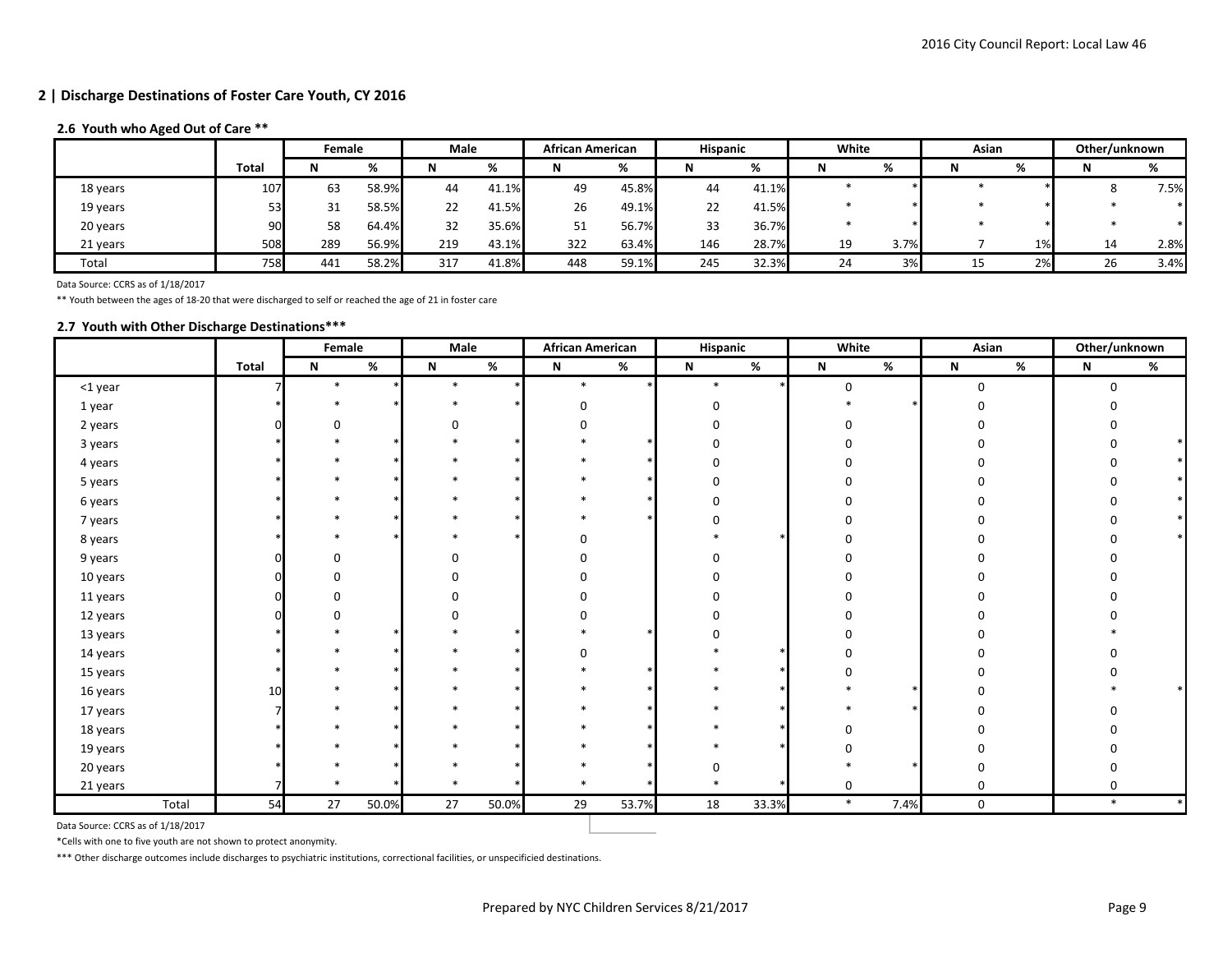## 2 | Discharge Destinations of Foster Care Youth, CY 2016

### 2.6 Youth who Aged Out of Care **

| | | Female | | Male | | African American | | Hispanic | | White | | Asian | | Other/unknown | |
|---|---|---|---|---|---|---|---|---|---|---|---|---|---|---|---|
| | Total | N | % | N | % | N | % | N | % | N | % | N | % | N | % |
| 18 years | 107 | 63 | 58.9% | 44 | 41.1% | 49 | 45.8% | 44 | 41.1% | * | * | * | * | 8 | 7.5% |
| 19 years | 53 | 31 | 58.5% | 22 | 41.5% | 26 | 49.1% | 22 | 41.5% | * | * | * | * | * | * |
| 20 years | 90 | 58 | 64.4% | 32 | 35.6% | 51 | 56.7% | 33 | 36.7% | * | * | * | * | * | * |
| 21 years | 508 | 289 | 56.9% | 219 | 43.1% | 322 | 63.4% | 146 | 28.7% | 19 | 3.7% | 7 | 1% | 14 | 2.8% |
| Total | 758 | 441 | 58.2% | 317 | 41.8% | 448 | 59.1% | 245 | 32.3% | 24 | 3% | 15 | 2% | 26 | 3.4% |

Data Source: CCRS as of 1/18/2017

** Youth between the ages of 18-20 that were discharged to self or reached the age of 21 in foster care

### 2.7 Youth with Other Discharge Destinations***

| | | Female | | Male | | African American | | Hispanic | | White | | Asian | | Other/unknown | |
|---|---|---|---|---|---|---|---|---|---|---|---|---|---|---|---|
| | Total | N | % | N | % | N | % | N | % | N | % | N | % | N | % |
| <1 year | 7 | * | * | * | * | * | * | * | * | 0 | | 0 | | 0 | |
| 1 year | * | * | * | * | * | 0 | | 0 | | * | * | 0 | | 0 | |
| 2 years | 0 | 0 | | 0 | | 0 | | 0 | | 0 | | 0 | | 0 | |
| 3 years | * | * | * | * | * | * | * | 0 | | 0 | | 0 | | 0 | * |
| 4 years | * | * | * | * | * | * | * | 0 | | 0 | | 0 | | 0 | * |
| 5 years | * | * | * | * | * | * | * | 0 | | 0 | | 0 | | 0 | * |
| 6 years | * | * | * | * | * | * | * | 0 | | 0 | | 0 | | 0 | * |
| 7 years | * | * | * | * | * | * | * | 0 | | 0 | | 0 | | 0 | * |
| 8 years | * | * | * | * | * | 0 | | * | * | 0 | | 0 | | 0 | * |
| 9 years | 0 | 0 | | 0 | | 0 | | 0 | | 0 | | 0 | | 0 | |
| 10 years | 0 | 0 | | 0 | | 0 | | 0 | | 0 | | 0 | | 0 | |
| 11 years | 0 | 0 | | 0 | | 0 | | 0 | | 0 | | 0 | | 0 | |
| 12 years | 0 | 0 | | 0 | | 0 | | 0 | | 0 | | 0 | | 0 | |
| 13 years | * | * | * | * | * | * | * | 0 | | 0 | | 0 | | * | |
| 14 years | * | * | * | * | * | 0 | | * | * | 0 | | 0 | | 0 | |
| 15 years | * | * | * | * | * | * | * | * | * | 0 | | 0 | | 0 | |
| 16 years | 10 | * | * | * | * | * | * | * | * | * | * | 0 | | * | * |
| 17 years | 7 | * | * | * | * | * | * | * | * | * | * | 0 | | 0 | |
| 18 years | * | * | * | * | * | * | * | * | * | 0 | | 0 | | 0 | |
| 19 years | * | * | * | * | * | * | * | * | * | 0 | | 0 | | 0 | |
| 20 years | * | * | * | * | * | * | * | 0 | | * | * | 0 | | 0 | |
| 21 years | 7 | * | * | * | * | * | * | * | * | 0 | | 0 | | 0 | |
| Total | 54 | 27 | 50.0% | 27 | 50.0% | 29 | 53.7% | 18 | 33.3% | * | 7.4% | 0 | | * | * |

Data Source: CCRS as of 1/18/2017

*Cells with one to five youth are not shown to protect anonymity.

*** Other discharge outcomes include discharges to psychiatric institutions, correctional facilities, or unspecificied destinations.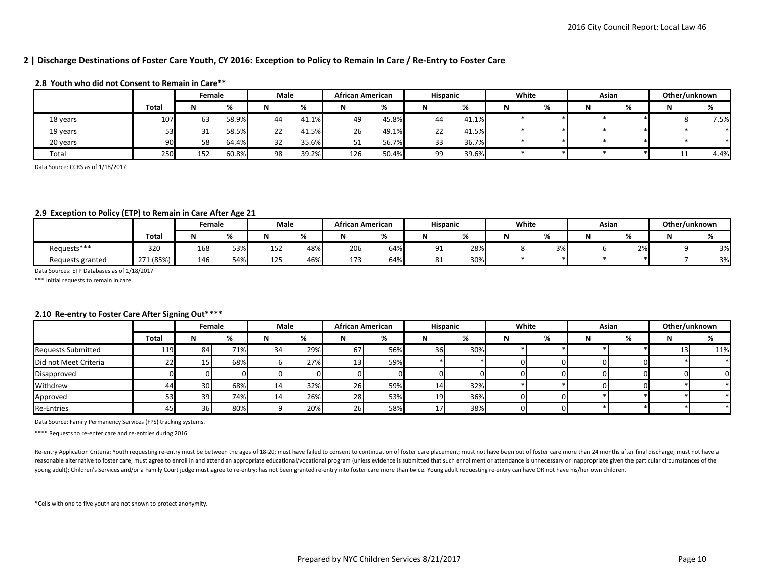## 2 | Discharge Destinations of Foster Care Youth, CY 2016: Exception to Policy to Remain In Care / Re-Entry to Foster Care

### 2.8 Youth who did not Consent to Remain in Care**

| | | Female | | Male | | African American | | Hispanic | | White | | Asian | | Other/unknown | |
|---|---|---|---|---|---|---|---|---|---|---|---|---|---|---|---|
| | Total | N | % | N | % | N | % | N | % | N | % | N | % | N | % |
| 18 years | 107 | 63 | 58.9% | 44 | 41.1% | 49 | 45.8% | 44 | 41.1% | * | * | * | * | 8 | 7.5% |
| 19 years | 53 | 31 | 58.5% | 22 | 41.5% | 26 | 49.1% | 22 | 41.5% | * | * | * | * | * | * |
| 20 years | 90 | 58 | 64.4% | 32 | 35.6% | 51 | 56.7% | 33 | 36.7% | * | * | * | * | * | * |
| Total | 250 | 152 | 60.8% | 98 | 39.2% | 126 | 50.4% | 99 | 39.6% | * | * | * | * | 11 | 4.4% |

Data Source: CCRS as of 1/18/2017

### 2.9 Exception to Policy (ETP) to Remain in Care After Age 21

| | | Female | | Male | | African American | | Hispanic | | White | | Asian | | Other/unknown | |
|---|---|---|---|---|---|---|---|---|---|---|---|---|---|---|---|
| | Total | N | % | N | % | N | % | N | % | N | % | N | % | N | % |
| Requests*** | 320 | 168 | 53% | 152 | 48% | 206 | 64% | 91 | 28% | 8 | 3% | 6 | 2% | 9 | 3% |
| Requests granted | 271 (85%) | 146 | 54% | 125 | 46% | 173 | 64% | 81 | 30% | * | * | * | * | 7 | 3% |

Data Sources: ETP Databases as of 1/18/2017

*** Initial requests to remain in care.

### 2.10 Re-entry to Foster Care After Signing Out****

| | | Female | | Male | | African American | | Hispanic | | White | | Asian | | Other/unknown | |
|---|---|---|---|---|---|---|---|---|---|---|---|---|---|---|---|
| | Total | N | % | N | % | N | % | N | % | N | % | N | % | N | % |
| Requests Submitted | 119 | 84 | 71% | 34 | 29% | 67 | 56% | 36 | 30% | * | * | * | * | 13 | 11% |
| Did not Meet Criteria | 22 | 15 | 68% | 6 | 27% | 13 | 59% | * | * | 0 | 0 | 0 | 0 | * | * |
| Disapproved | 0 | 0 | 0 | 0 | 0 | 0 | 0 | 0 | 0 | 0 | 0 | 0 | 0 | 0 | 0 |
| Withdrew | 44 | 30 | 68% | 14 | 32% | 26 | 59% | 14 | 32% | * | * | 0 | 0 | * | * |
| Approved | 53 | 39 | 74% | 14 | 26% | 28 | 53% | 19 | 36% | 0 | 0 | * | * | * | * |
| Re-Entries | 45 | 36 | 80% | 9 | 20% | 26 | 58% | 17 | 38% | 0 | 0 | * | * | * | * |

Data Source: Family Permanency Services (FPS) tracking systems.

**** Requests to re-enter care and re-entries during 2016

Re-entry Application Criteria: Youth requesting re-entry must be between the ages of 18-20; must have failed to consent to continuation of foster care placement; must not have been out of foster care more than 24 months after final discharge; must not have a reasonable alternative to foster care; must agree to enroll in and attend an appropriate educational/vocational program (unless evidence is submitted that such enrollment or attendance is unnecessary or inappropriate given the particular circumstances of the young adult); Children's Services and/or a Family Court judge must agree to re-entry; has not been granted re-entry into foster care more than twice. Young adult requesting re-entry can have OR not have his/her own children.

*Cells with one to five youth are not shown to protect anonymity.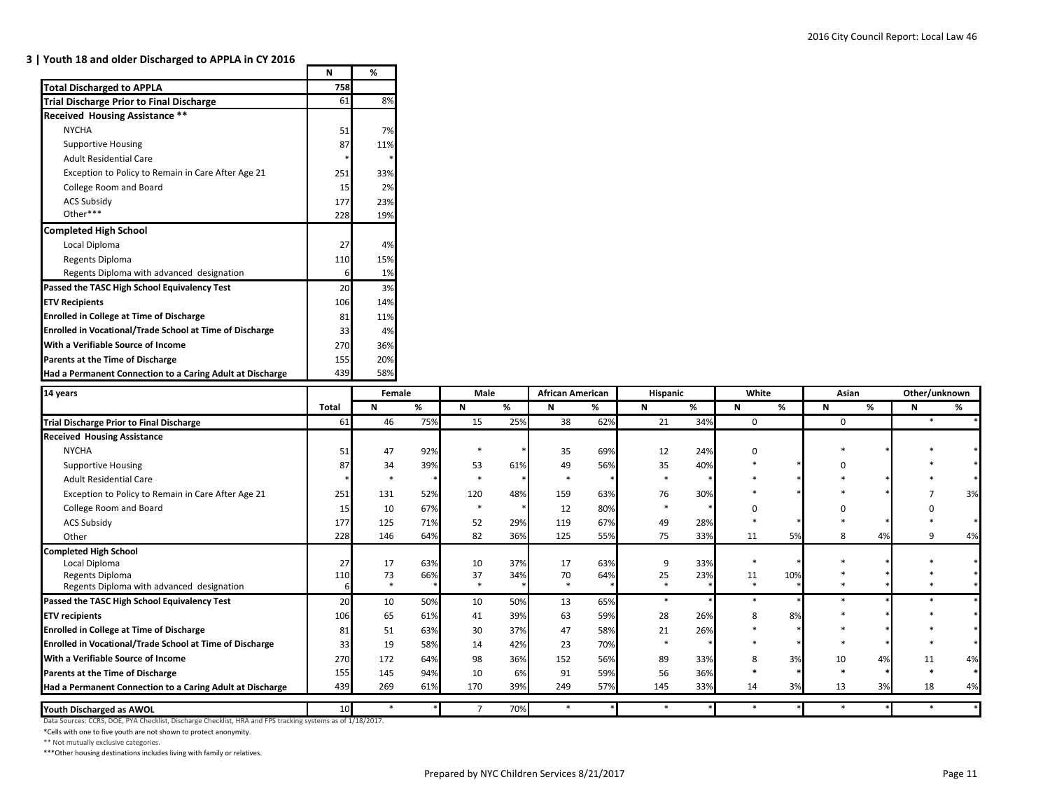## 3 | Youth 18 and older Discharged to APPLA in CY 2016

| | N | % |
|---|---|---|
| **Total Discharged to APPLA** | 758 | |
| **Trial Discharge Prior to Final Discharge** | 61 | 8% |
| **Received Housing Assistance \*\*** | | |
| NYCHA | 51 | 7% |
| Supportive Housing | 87 | 11% |
| Adult Residential Care | * | * |
| Exception to Policy to Remain in Care After Age 21 | 251 | 33% |
| College Room and Board | 15 | 2% |
| ACS Subsidy | 177 | 23% |
| Other*** | 228 | 19% |
| **Completed High School** | | |
| Local Diploma | 27 | 4% |
| Regents Diploma | 110 | 15% |
| Regents Diploma with advanced designation | 6 | 1% |
| **Passed the TASC High School Equivalency Test** | 20 | 3% |
| **ETV Recipients** | 106 | 14% |
| **Enrolled in College at Time of Discharge** | 81 | 11% |
| **Enrolled in Vocational/Trade School at Time of Discharge** | 33 | 4% |
| **With a Verifiable Source of Income** | 270 | 36% |
| **Parents at the Time of Discharge** | 155 | 20% |
| **Had a Permanent Connection to a Caring Adult at Discharge** | 439 | 58% |

| **14 years** | | Female | | Male | | African American | | Hispanic | | White | | Asian | | Other/unknown | |
|---|---|---|---|---|---|---|---|---|---|---|---|---|---|---|---|
| | **Total** | **N** | **%** | **N** | **%** | **N** | **%** | **N** | **%** | **N** | **%** | **N** | **%** | **N** | **%** |
| **Trial Discharge Prior to Final Discharge** | 61 | 46 | 75% | 15 | 25% | 38 | 62% | 21 | 34% | 0 | | 0 | | * | * |
| **Received Housing Assistance** | | | | | | | | | | | | | | | |
| NYCHA | 51 | 47 | 92% | * | * | 35 | 69% | 12 | 24% | 0 | | * | * | * | * |
| Supportive Housing | 87 | 34 | 39% | 53 | 61% | 49 | 56% | 35 | 40% | * | * | 0 | | * | * |
| Adult Residential Care | * | * | * | * | * | * | * | * | * | * | * | * | * | * | * |
| Exception to Policy to Remain in Care After Age 21 | 251 | 131 | 52% | 120 | 48% | 159 | 63% | 76 | 30% | * | * | * | * | 7 | 3% |
| College Room and Board | 15 | 10 | 67% | * | * | 12 | 80% | * | * | 0 | | 0 | | 0 | |
| ACS Subsidy | 177 | 125 | 71% | 52 | 29% | 119 | 67% | 49 | 28% | * | * | * | * | * | * |
| Other | 228 | 146 | 64% | 82 | 36% | 125 | 55% | 75 | 33% | 11 | 5% | 8 | 4% | 9 | 4% |
| **Completed High School** | | | | | | | | | | | | | | | |
| Local Diploma | 27 | 17 | 63% | 10 | 37% | 17 | 63% | 9 | 33% | * | * | * | * | * | * |
| Regents Diploma | 110 | 73 | 66% | 37 | 34% | 70 | 64% | 25 | 23% | 11 | 10% | * | * | * | * |
| Regents Diploma with advanced designation | 6 | * | * | * | * | * | * | * | * | * | * | * | * | * | * |
| **Passed the TASC High School Equivalency Test** | 20 | 10 | 50% | 10 | 50% | 13 | 65% | * | * | * | * | * | * | * | * |
| **ETV recipients** | 106 | 65 | 61% | 41 | 39% | 63 | 59% | 28 | 26% | 8 | 8% | * | * | * | * |
| **Enrolled in College at Time of Discharge** | 81 | 51 | 63% | 30 | 37% | 47 | 58% | 21 | 26% | * | * | * | * | * | * |
| **Enrolled in Vocational/Trade School at Time of Discharge** | 33 | 19 | 58% | 14 | 42% | 23 | 70% | * | * | * | * | * | * | * | * |
| **With a Verifiable Source of Income** | 270 | 172 | 64% | 98 | 36% | 152 | 56% | 89 | 33% | 8 | 3% | 10 | 4% | 11 | 4% |
| **Parents at the Time of Discharge** | 155 | 145 | 94% | 10 | 6% | 91 | 59% | 56 | 36% | * | * | * | * | * | * |
| **Had a Permanent Connection to a Caring Adult at Discharge** | 439 | 269 | 61% | 170 | 39% | 249 | 57% | 145 | 33% | 14 | 3% | 13 | 3% | 18 | 4% |
| **Youth Discharged as AWOL** | 10 | * | * | 7 | 70% | * | * | * | * | * | * | * | * | * | * |

Data Sources: CCRS, DOE, PYA Checklist, Discharge Checklist, HRA and FPS tracking systems as of 1/18/2017.

*Cells with one to five youth are not shown to protect anonymity.

** Not mutually exclusive categories.

***Other housing destinations includes living with family or relatives.

Prepared by NYC Children Services 8/21/2017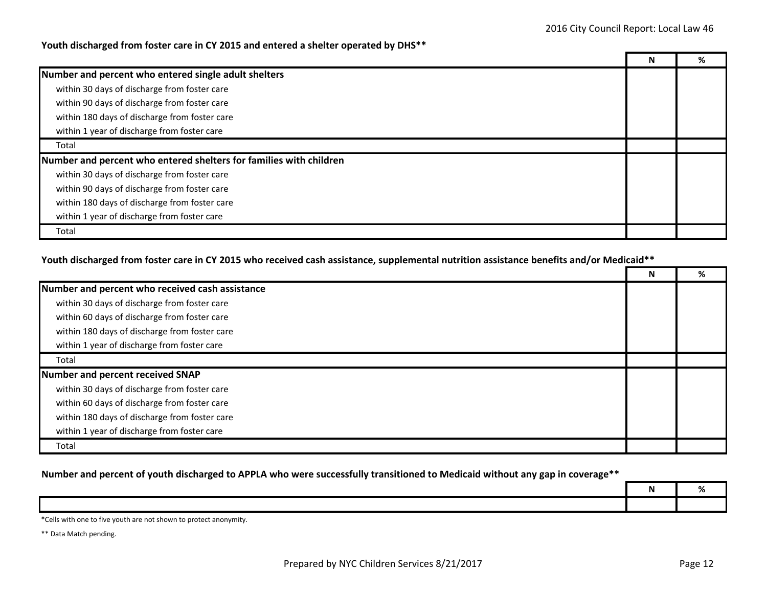**Youth discharged from foster care in CY 2015 and entered a shelter operated by DHS**\*\*

| | N | % |
|---|---|---|
| **Number and percent who entered single adult shelters** | | |
| within 30 days of discharge from foster care | | |
| within 90 days of discharge from foster care | | |
| within 180 days of discharge from foster care | | |
| within 1 year of discharge from foster care | | |
| Total | | |
| **Number and percent who entered shelters for families with children** | | |
| within 30 days of discharge from foster care | | |
| within 90 days of discharge from foster care | | |
| within 180 days of discharge from foster care | | |
| within 1 year of discharge from foster care | | |
| Total | | |

**Youth discharged from foster care in CY 2015 who received cash assistance, supplemental nutrition assistance benefits and/or Medicaid**\*\*

| | N | % |
|---|---|---|
| **Number and percent who received cash assistance** | | |
| within 30 days of discharge from foster care | | |
| within 60 days of discharge from foster care | | |
| within 180 days of discharge from foster care | | |
| within 1 year of discharge from foster care | | |
| Total | | |
| **Number and percent received SNAP** | | |
| within 30 days of discharge from foster care | | |
| within 60 days of discharge from foster care | | |
| within 180 days of discharge from foster care | | |
| within 1 year of discharge from foster care | | |
| Total | | |

**Number and percent of youth discharged to APPLA who were successfully transitioned to Medicaid without any gap in coverage**\*\*

| | N | % |
|---|---|---|
| | | |

\*Cells with one to five youth are not shown to protect anonymity.

\*\* Data Match pending.

Prepared by NYC Children Services 8/21/2017